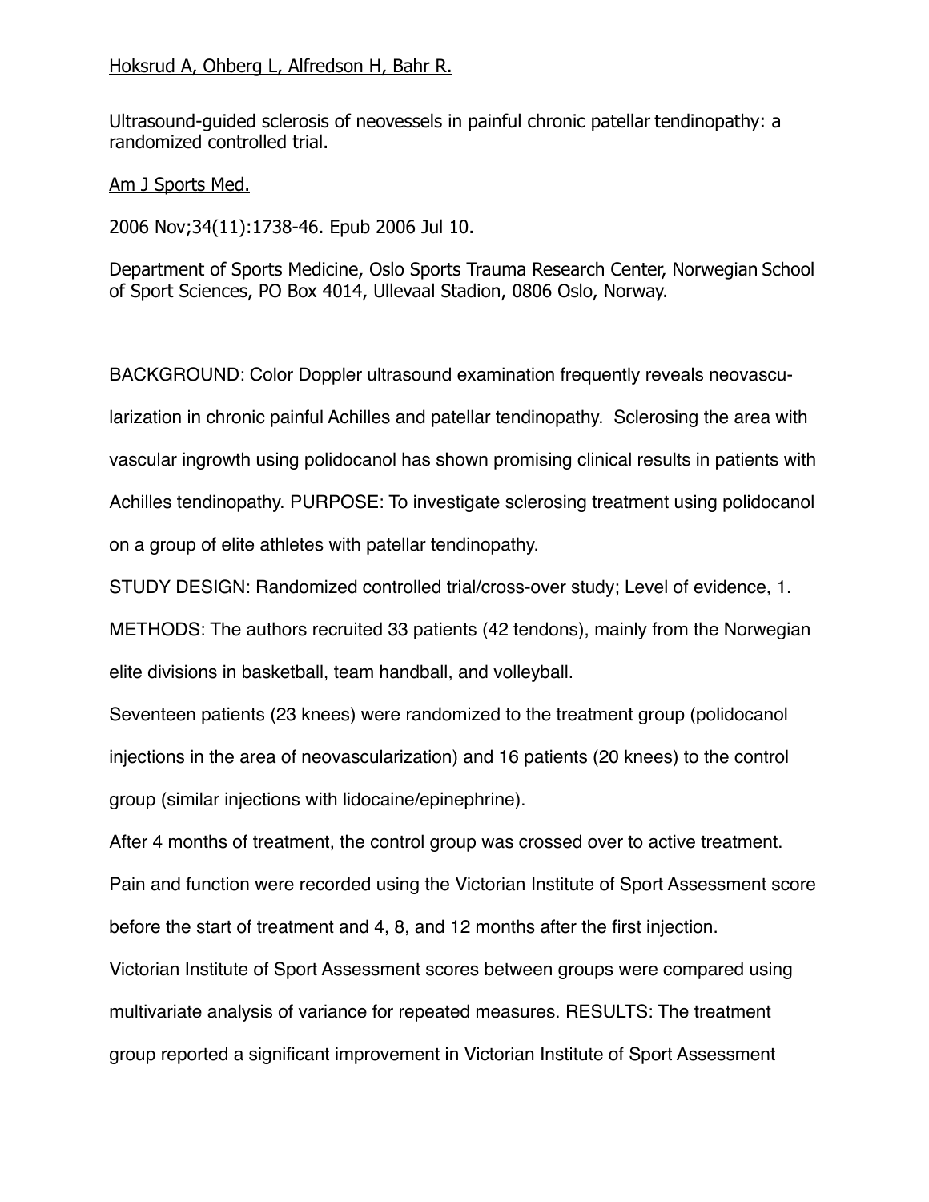Hoksrud A, Ohberg L, Alfredson H, Bahr R.

Ultrasound-guided sclerosis of neovessels in painful chronic patellar tendinopathy: a randomized controlled trial.

Am J Sports Med.

2006 Nov;34(11):1738-46. Epub 2006 Jul 10.

Department of Sports Medicine, Oslo Sports Trauma Research Center, Norwegian School of Sport Sciences, PO Box 4014, Ullevaal Stadion, 0806 Oslo, Norway.

BACKGROUND: Color Doppler ultrasound examination frequently reveals neovascularization in chronic painful Achilles and patellar tendinopathy. Sclerosing the area with vascular ingrowth using polidocanol has shown promising clinical results in patients with Achilles tendinopathy. PURPOSE: To investigate sclerosing treatment using polidocanol on a group of elite athletes with patellar tendinopathy.

STUDY DESIGN: Randomized controlled trial/cross-over study; Level of evidence, 1.

METHODS: The authors recruited 33 patients (42 tendons), mainly from the Norwegian elite divisions in basketball, team handball, and volleyball.

Seventeen patients (23 knees) were randomized to the treatment group (polidocanol injections in the area of neovascularization) and 16 patients (20 knees) to the control group (similar injections with lidocaine/epinephrine).

After 4 months of treatment, the control group was crossed over to active treatment.

Pain and function were recorded using the Victorian Institute of Sport Assessment score before the start of treatment and 4, 8, and 12 months after the first injection.

Victorian Institute of Sport Assessment scores between groups were compared using multivariate analysis of variance for repeated measures. RESULTS: The treatment group reported a significant improvement in Victorian Institute of Sport Assessment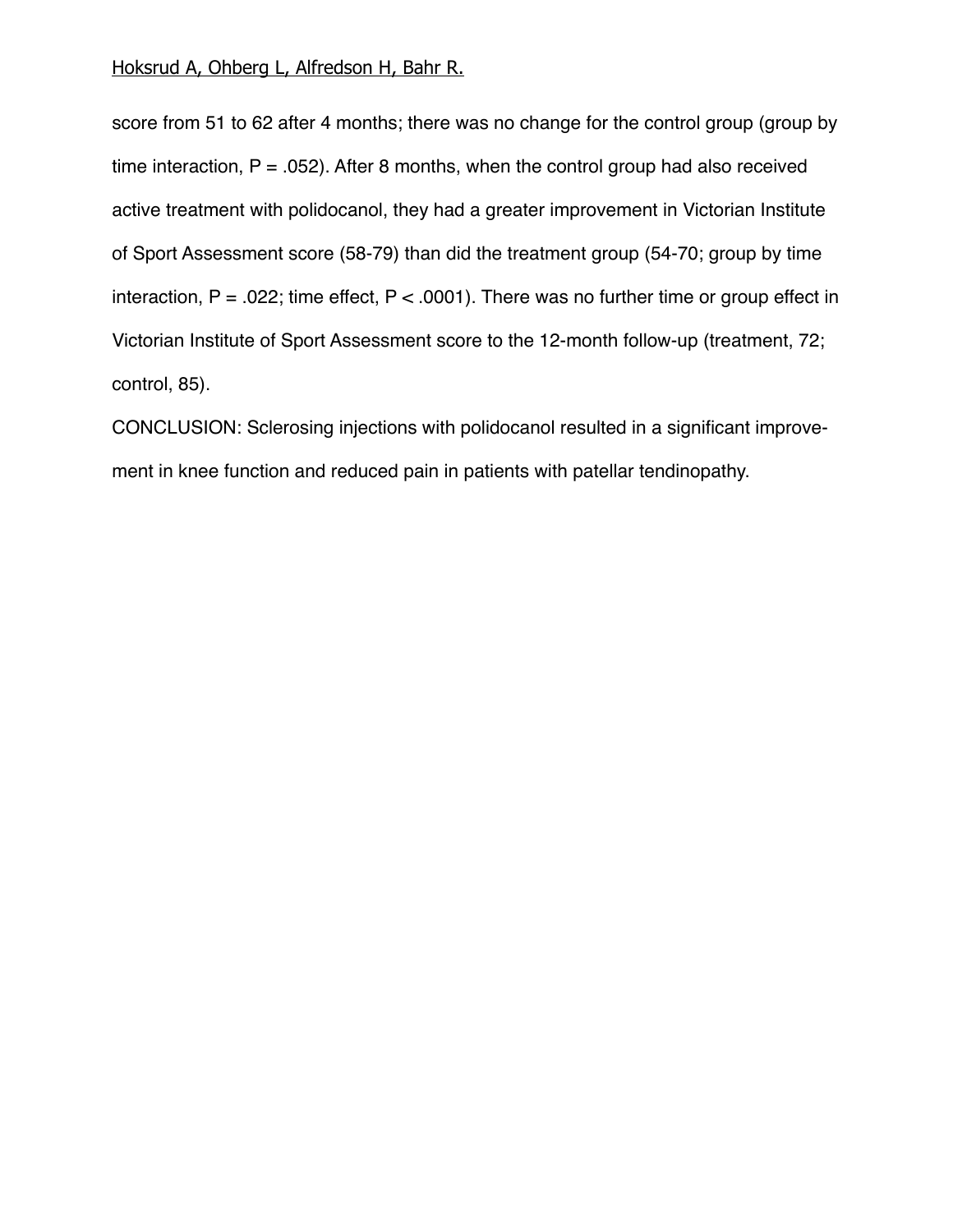score from 51 to 62 after 4 months; there was no change for the control group (group by time interaction, $P = .052$). After 8 months, when the control group had also received active treatment with polidocanol, they had a greater improvement in Victorian Institute of Sport Assessment score (58-79) than did the treatment group (54-70; group by time interaction, $P = .022$; time effect, $P < .0001$). There was no further time or group effect in Victorian Institute of Sport Assessment score to the 12-month follow-up (treatment, 72; control, 85).

CONCLUSION: Sclerosing injections with polidocanol resulted in a significant improvement in knee function and reduced pain in patients with patellar tendinopathy.